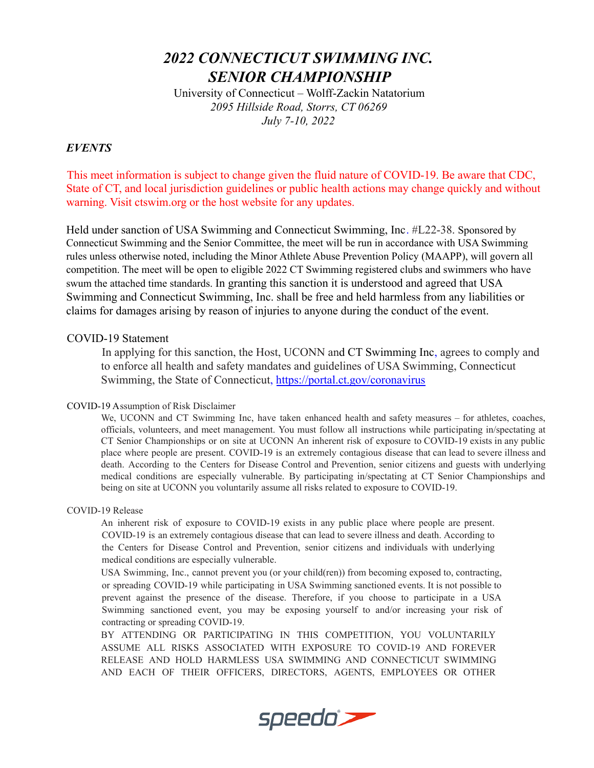# *2022 CONNECTICUT SWIMMING INC. SENIOR CHAMPIONSHIP*

University of Connecticut – Wolff-Zackin Natatorium
*2095 Hillside Road, Storrs, CT 06269*
*July 7-10, 2022*

## *EVENTS*

This meet information is subject to change given the fluid nature of COVID-19. Be aware that CDC, State of CT, and local jurisdiction guidelines or public health actions may change quickly and without warning. Visit ctswim.org or the host website for any updates.

Held under sanction of USA Swimming and Connecticut Swimming, Inc. #L22-38. Sponsored by Connecticut Swimming and the Senior Committee, the meet will be run in accordance with USA Swimming rules unless otherwise noted, including the Minor Athlete Abuse Prevention Policy (MAAPP), will govern all competition. The meet will be open to eligible 2022 CT Swimming registered clubs and swimmers who have swum the attached time standards. In granting this sanction it is understood and agreed that USA Swimming and Connecticut Swimming, Inc. shall be free and held harmless from any liabilities or claims for damages arising by reason of injuries to anyone during the conduct of the event.

COVID-19 Statement

In applying for this sanction, the Host, UCONN and CT Swimming Inc, agrees to comply and to enforce all health and safety mandates and guidelines of USA Swimming, Connecticut Swimming, the State of Connecticut, https://portal.ct.gov/coronavirus

COVID-19 Assumption of Risk Disclaimer

We, UCONN and CT Swimming Inc, have taken enhanced health and safety measures – for athletes, coaches, officials, volunteers, and meet management. You must follow all instructions while participating in/spectating at CT Senior Championships or on site at UCONN An inherent risk of exposure to COVID-19 exists in any public place where people are present. COVID-19 is an extremely contagious disease that can lead to severe illness and death. According to the Centers for Disease Control and Prevention, senior citizens and guests with underlying medical conditions are especially vulnerable. By participating in/spectating at CT Senior Championships and being on site at UCONN you voluntarily assume all risks related to exposure to COVID-19.

COVID-19 Release

An inherent risk of exposure to COVID-19 exists in any public place where people are present. COVID-19 is an extremely contagious disease that can lead to severe illness and death. According to the Centers for Disease Control and Prevention, senior citizens and individuals with underlying medical conditions are especially vulnerable.

USA Swimming, Inc., cannot prevent you (or your child(ren)) from becoming exposed to, contracting, or spreading COVID-19 while participating in USA Swimming sanctioned events. It is not possible to prevent against the presence of the disease. Therefore, if you choose to participate in a USA Swimming sanctioned event, you may be exposing yourself to and/or increasing your risk of contracting or spreading COVID-19.

BY ATTENDING OR PARTICIPATING IN THIS COMPETITION, YOU VOLUNTARILY ASSUME ALL RISKS ASSOCIATED WITH EXPOSURE TO COVID-19 AND FOREVER RELEASE AND HOLD HARMLESS USA SWIMMING AND CONNECTICUT SWIMMING AND EACH OF THEIR OFFICERS, DIRECTORS, AGENTS, EMPLOYEES OR OTHER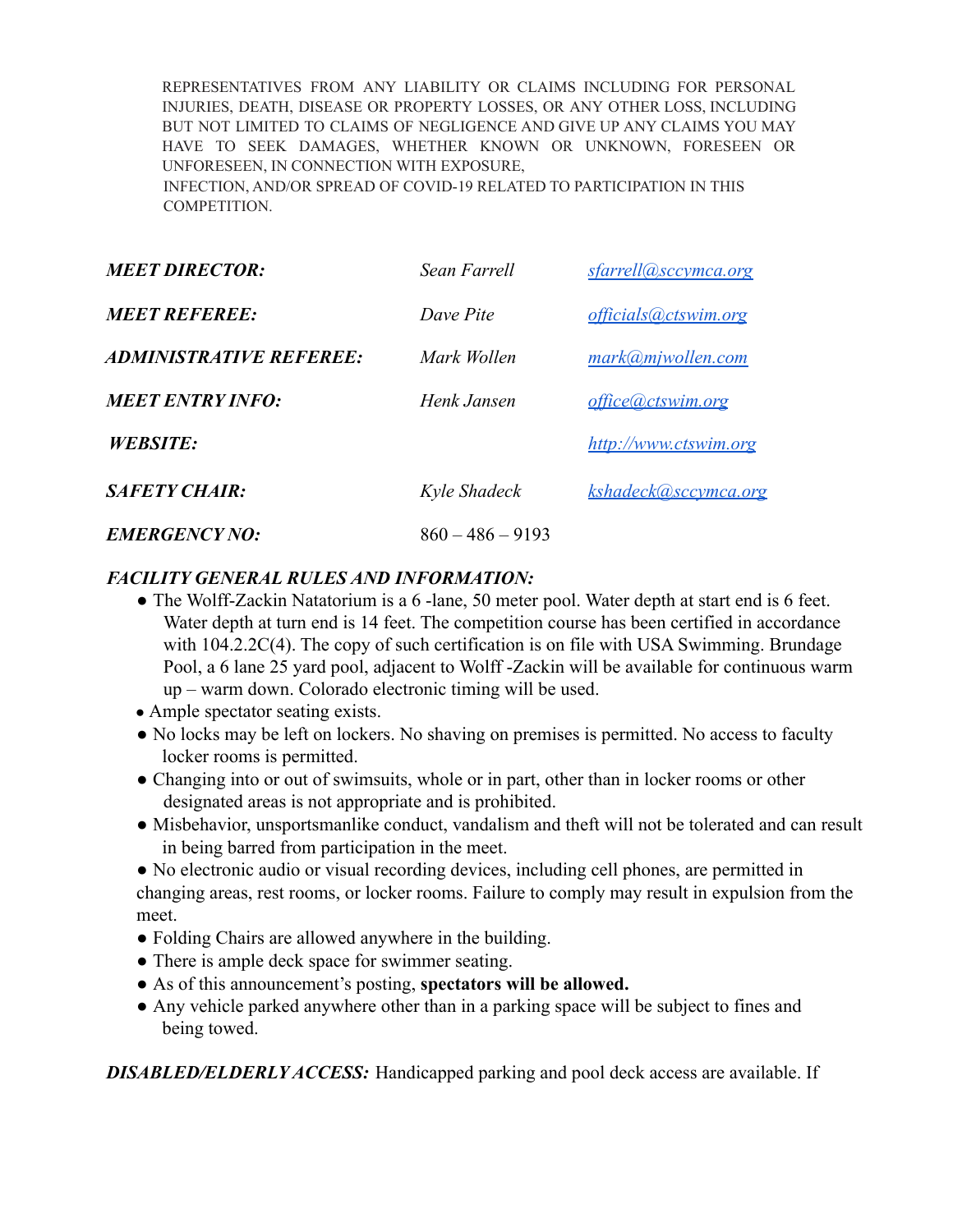REPRESENTATIVES FROM ANY LIABILITY OR CLAIMS INCLUDING FOR PERSONAL INJURIES, DEATH, DISEASE OR PROPERTY LOSSES, OR ANY OTHER LOSS, INCLUDING BUT NOT LIMITED TO CLAIMS OF NEGLIGENCE AND GIVE UP ANY CLAIMS YOU MAY HAVE TO SEEK DAMAGES, WHETHER KNOWN OR UNKNOWN, FORESEEN OR UNFORESEEN, IN CONNECTION WITH EXPOSURE, INFECTION, AND/OR SPREAD OF COVID-19 RELATED TO PARTICIPATION IN THIS COMPETITION.

| | | |
|---|---|---|
| ***MEET DIRECTOR:*** | *Sean Farrell* | *sfarrell@sccymca.org* |
| ***MEET REFEREE:*** | *Dave Pite* | *officials@ctswim.org* |
| ***ADMINISTRATIVE REFEREE:*** | *Mark Wollen* | *mark@mjwollen.com* |
| ***MEET ENTRY INFO:*** | *Henk Jansen* | *office@ctswim.org* |
| ***WEBSITE:*** | | *http://www.ctswim.org* |
| ***SAFETY CHAIR:*** | *Kyle Shadeck* | *kshadeck@sccymca.org* |
| ***EMERGENCY NO:*** | 860 – 486 – 9193 | |

***FACILITY GENERAL RULES AND INFORMATION:***

- The Wolff-Zackin Natatorium is a 6 -lane, 50 meter pool. Water depth at start end is 6 feet. Water depth at turn end is 14 feet. The competition course has been certified in accordance with 104.2.2C(4). The copy of such certification is on file with USA Swimming. Brundage Pool, a 6 lane 25 yard pool, adjacent to Wolff -Zackin will be available for continuous warm up – warm down. Colorado electronic timing will be used.
- Ample spectator seating exists.
- No locks may be left on lockers. No shaving on premises is permitted. No access to faculty locker rooms is permitted.
- Changing into or out of swimsuits, whole or in part, other than in locker rooms or other designated areas is not appropriate and is prohibited.
- Misbehavior, unsportsmanlike conduct, vandalism and theft will not be tolerated and can result in being barred from participation in the meet.
- No electronic audio or visual recording devices, including cell phones, are permitted in changing areas, rest rooms, or locker rooms. Failure to comply may result in expulsion from the meet.
- Folding Chairs are allowed anywhere in the building.
- There is ample deck space for swimmer seating.
- As of this announcement's posting, **spectators will be allowed.**
- Any vehicle parked anywhere other than in a parking space will be subject to fines and being towed.

***DISABLED/ELDERLY ACCESS:*** Handicapped parking and pool deck access are available. If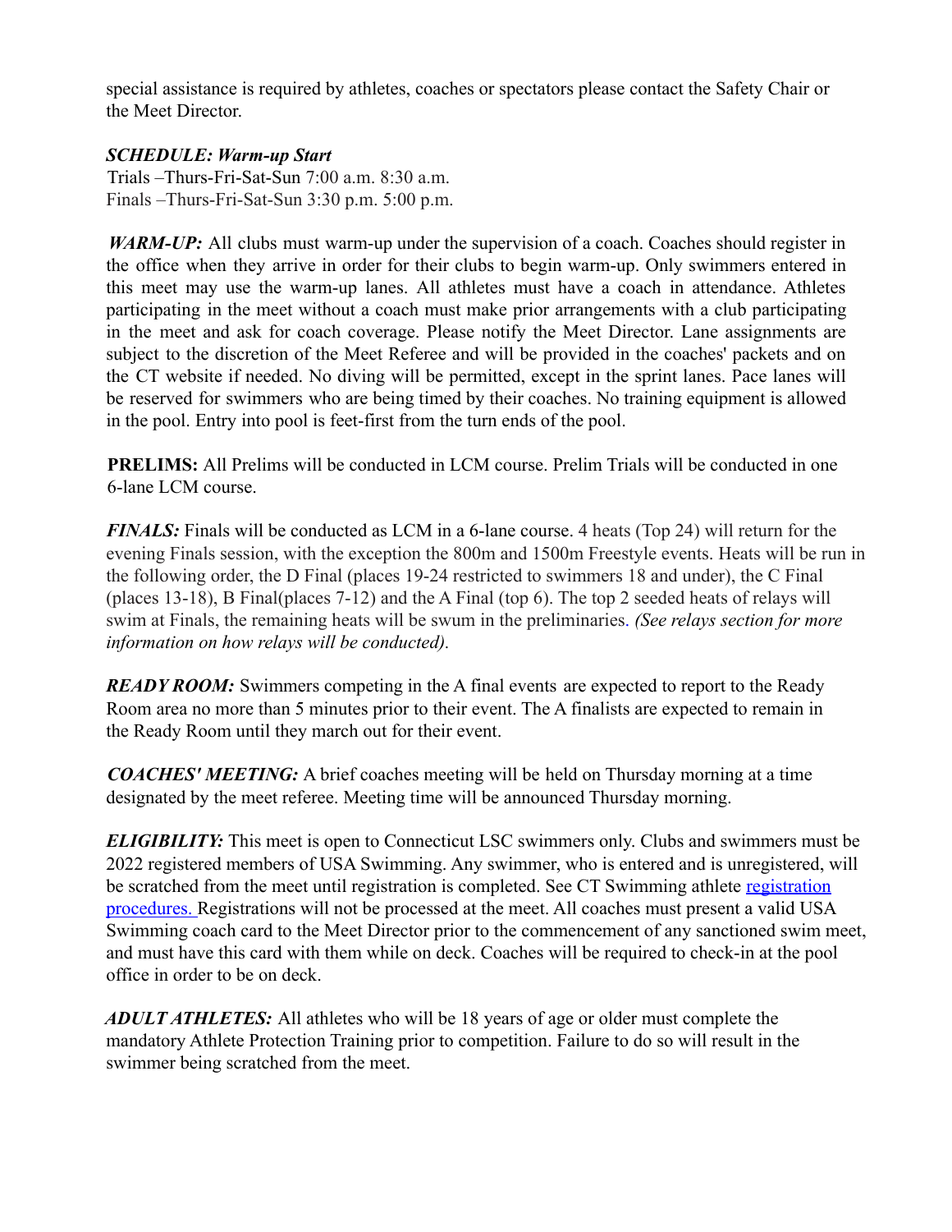special assistance is required by athletes, coaches or spectators please contact the Safety Chair or the Meet Director.

***SCHEDULE: Warm-up Start***

Trials –Thurs-Fri-Sat-Sun 7:00 a.m. 8:30 a.m.
Finals –Thurs-Fri-Sat-Sun 3:30 p.m. 5:00 p.m.

***WARM-UP:*** All clubs must warm-up under the supervision of a coach. Coaches should register in the office when they arrive in order for their clubs to begin warm-up. Only swimmers entered in this meet may use the warm-up lanes. All athletes must have a coach in attendance. Athletes participating in the meet without a coach must make prior arrangements with a club participating in the meet and ask for coach coverage. Please notify the Meet Director. Lane assignments are subject to the discretion of the Meet Referee and will be provided in the coaches' packets and on the CT website if needed. No diving will be permitted, except in the sprint lanes. Pace lanes will be reserved for swimmers who are being timed by their coaches. No training equipment is allowed in the pool. Entry into pool is feet-first from the turn ends of the pool.

**PRELIMS:** All Prelims will be conducted in LCM course. Prelim Trials will be conducted in one 6-lane LCM course.

***FINALS:*** Finals will be conducted as LCM in a 6-lane course. 4 heats (Top 24) will return for the evening Finals session, with the exception the 800m and 1500m Freestyle events. Heats will be run in the following order, the D Final (places 19-24 restricted to swimmers 18 and under), the C Final (places 13-18), B Final(places 7-12) and the A Final (top 6). The top 2 seeded heats of relays will swim at Finals, the remaining heats will be swum in the preliminaries. *(See relays section for more information on how relays will be conducted).*

***READY ROOM:*** Swimmers competing in the A final events are expected to report to the Ready Room area no more than 5 minutes prior to their event. The A finalists are expected to remain in the Ready Room until they march out for their event.

***COACHES' MEETING:*** A brief coaches meeting will be held on Thursday morning at a time designated by the meet referee. Meeting time will be announced Thursday morning.

***ELIGIBILITY:*** This meet is open to Connecticut LSC swimmers only. Clubs and swimmers must be 2022 registered members of USA Swimming. Any swimmer, who is entered and is unregistered, will be scratched from the meet until registration is completed. See CT Swimming athlete registration procedures. Registrations will not be processed at the meet. All coaches must present a valid USA Swimming coach card to the Meet Director prior to the commencement of any sanctioned swim meet, and must have this card with them while on deck. Coaches will be required to check-in at the pool office in order to be on deck.

***ADULT ATHLETES:*** All athletes who will be 18 years of age or older must complete the mandatory Athlete Protection Training prior to competition. Failure to do so will result in the swimmer being scratched from the meet.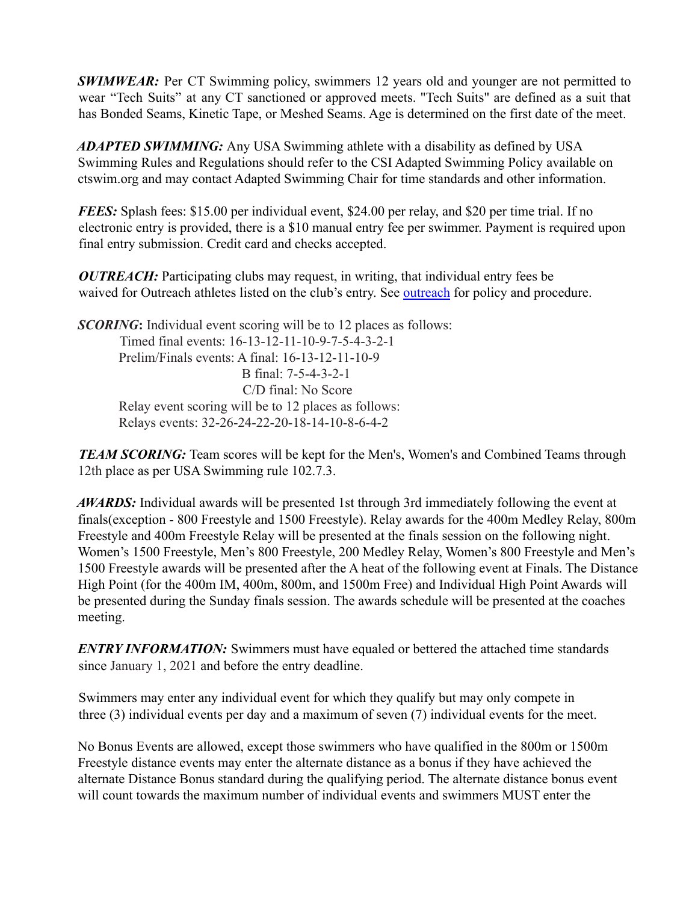***SWIMWEAR:*** Per CT Swimming policy, swimmers 12 years old and younger are not permitted to wear "Tech Suits" at any CT sanctioned or approved meets. "Tech Suits" are defined as a suit that has Bonded Seams, Kinetic Tape, or Meshed Seams. Age is determined on the first date of the meet.

***ADAPTED SWIMMING:*** Any USA Swimming athlete with a disability as defined by USA Swimming Rules and Regulations should refer to the CSI Adapted Swimming Policy available on ctswim.org and may contact Adapted Swimming Chair for time standards and other information.

***FEES:*** Splash fees: $15.00 per individual event, $24.00 per relay, and $20 per time trial. If no electronic entry is provided, there is a $10 manual entry fee per swimmer. Payment is required upon final entry submission. Credit card and checks accepted.

***OUTREACH:*** Participating clubs may request, in writing, that individual entry fees be waived for Outreach athletes listed on the club's entry. See outreach for policy and procedure.

***SCORING*:** Individual event scoring will be to 12 places as follows:

Timed final events: 16-13-12-11-10-9-7-5-4-3-2-1
Prelim/Finals events: A final: 16-13-12-11-10-9
B final: 7-5-4-3-2-1
C/D final: No Score
Relay event scoring will be to 12 places as follows:
Relays events: 32-26-24-22-20-18-14-10-8-6-4-2

***TEAM SCORING:*** Team scores will be kept for the Men's, Women's and Combined Teams through 12th place as per USA Swimming rule 102.7.3.

***AWARDS:*** Individual awards will be presented 1st through 3rd immediately following the event at finals(exception - 800 Freestyle and 1500 Freestyle). Relay awards for the 400m Medley Relay, 800m Freestyle and 400m Freestyle Relay will be presented at the finals session on the following night. Women's 1500 Freestyle, Men's 800 Freestyle, 200 Medley Relay, Women's 800 Freestyle and Men's 1500 Freestyle awards will be presented after the A heat of the following event at Finals. The Distance High Point (for the 400m IM, 400m, 800m, and 1500m Free) and Individual High Point Awards will be presented during the Sunday finals session. The awards schedule will be presented at the coaches meeting.

***ENTRY INFORMATION:*** Swimmers must have equaled or bettered the attached time standards since January 1, 2021 and before the entry deadline.

Swimmers may enter any individual event for which they qualify but may only compete in three (3) individual events per day and a maximum of seven (7) individual events for the meet.

No Bonus Events are allowed, except those swimmers who have qualified in the 800m or 1500m Freestyle distance events may enter the alternate distance as a bonus if they have achieved the alternate Distance Bonus standard during the qualifying period. The alternate distance bonus event will count towards the maximum number of individual events and swimmers MUST enter the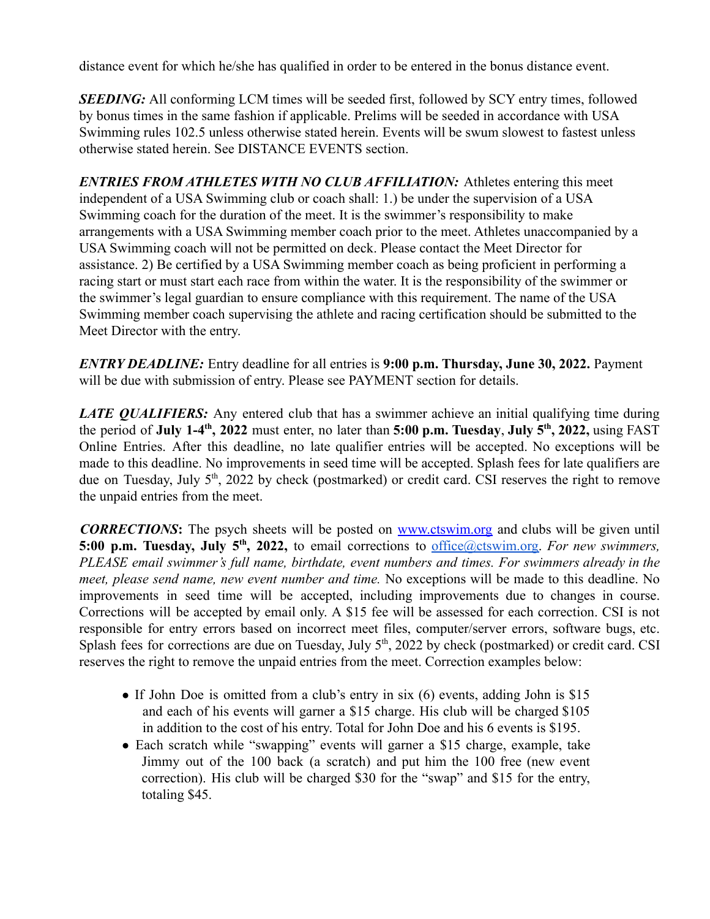distance event for which he/she has qualified in order to be entered in the bonus distance event.

***SEEDING:*** All conforming LCM times will be seeded first, followed by SCY entry times, followed by bonus times in the same fashion if applicable. Prelims will be seeded in accordance with USA Swimming rules 102.5 unless otherwise stated herein. Events will be swum slowest to fastest unless otherwise stated herein. See DISTANCE EVENTS section.

***ENTRIES FROM ATHLETES WITH NO CLUB AFFILIATION:*** Athletes entering this meet independent of a USA Swimming club or coach shall: 1.) be under the supervision of a USA Swimming coach for the duration of the meet. It is the swimmer's responsibility to make arrangements with a USA Swimming member coach prior to the meet. Athletes unaccompanied by a USA Swimming coach will not be permitted on deck. Please contact the Meet Director for assistance. 2) Be certified by a USA Swimming member coach as being proficient in performing a racing start or must start each race from within the water. It is the responsibility of the swimmer or the swimmer's legal guardian to ensure compliance with this requirement. The name of the USA Swimming member coach supervising the athlete and racing certification should be submitted to the Meet Director with the entry.

***ENTRY DEADLINE:*** Entry deadline for all entries is **9:00 p.m. Thursday, June 30, 2022.** Payment will be due with submission of entry. Please see PAYMENT section for details.

***LATE QUALIFIERS:*** Any entered club that has a swimmer achieve an initial qualifying time during the period of **July 1-4th, 2022** must enter, no later than **5:00 p.m. Tuesday**, **July 5th, 2022,** using FAST Online Entries. After this deadline, no late qualifier entries will be accepted. No exceptions will be made to this deadline. No improvements in seed time will be accepted. Splash fees for late qualifiers are due on Tuesday, July 5th, 2022 by check (postmarked) or credit card. CSI reserves the right to remove the unpaid entries from the meet.

***CORRECTIONS*:** The psych sheets will be posted on [www.ctswim.org](http://www.ctswim.org) and clubs will be given until **5:00 p.m. Tuesday, July 5th, 2022,** to email corrections to [office@ctswim.org](mailto:office@ctswim.org). *For new swimmers, PLEASE email swimmer's full name, birthdate, event numbers and times. For swimmers already in the meet, please send name, new event number and time.* No exceptions will be made to this deadline. No improvements in seed time will be accepted, including improvements due to changes in course. Corrections will be accepted by email only. A $15 fee will be assessed for each correction. CSI is not responsible for entry errors based on incorrect meet files, computer/server errors, software bugs, etc. Splash fees for corrections are due on Tuesday, July 5th, 2022 by check (postmarked) or credit card. CSI reserves the right to remove the unpaid entries from the meet. Correction examples below:

- If John Doe is omitted from a club's entry in six (6) events, adding John is $15 and each of his events will garner a $15 charge. His club will be charged $105 in addition to the cost of his entry. Total for John Doe and his 6 events is $195.
- Each scratch while "swapping" events will garner a $15 charge, example, take Jimmy out of the 100 back (a scratch) and put him the 100 free (new event correction). His club will be charged $30 for the "swap" and $15 for the entry, totaling $45.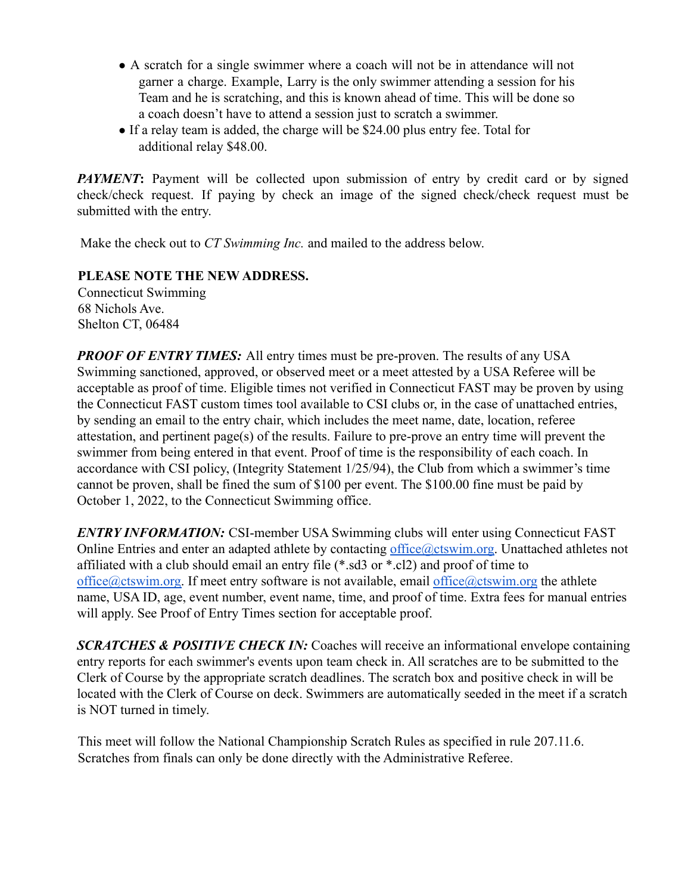- A scratch for a single swimmer where a coach will not be in attendance will not garner a charge. Example, Larry is the only swimmer attending a session for his Team and he is scratching, and this is known ahead of time. This will be done so a coach doesn't have to attend a session just to scratch a swimmer.
- If a relay team is added, the charge will be $24.00 plus entry fee. Total for additional relay $48.00.

***PAYMENT*:** Payment will be collected upon submission of entry by credit card or by signed check/check request. If paying by check an image of the signed check/check request must be submitted with the entry.

Make the check out to *CT Swimming Inc.* and mailed to the address below.

**PLEASE NOTE THE NEW ADDRESS.**
Connecticut Swimming
68 Nichols Ave.
Shelton CT, 06484

***PROOF OF ENTRY TIMES:*** All entry times must be pre-proven. The results of any USA Swimming sanctioned, approved, or observed meet or a meet attested by a USA Referee will be acceptable as proof of time. Eligible times not verified in Connecticut FAST may be proven by using the Connecticut FAST custom times tool available to CSI clubs or, in the case of unattached entries, by sending an email to the entry chair, which includes the meet name, date, location, referee attestation, and pertinent page(s) of the results. Failure to pre-prove an entry time will prevent the swimmer from being entered in that event. Proof of time is the responsibility of each coach. In accordance with CSI policy, (Integrity Statement 1/25/94), the Club from which a swimmer's time cannot be proven, shall be fined the sum of $100 per event. The $100.00 fine must be paid by October 1, 2022, to the Connecticut Swimming office.

***ENTRY INFORMATION:*** CSI-member USA Swimming clubs will enter using Connecticut FAST Online Entries and enter an adapted athlete by contacting office@ctswim.org. Unattached athletes not affiliated with a club should email an entry file (*.sd3 or *.cl2) and proof of time to office@ctswim.org. If meet entry software is not available, email office@ctswim.org the athlete name, USA ID, age, event number, event name, time, and proof of time. Extra fees for manual entries will apply. See Proof of Entry Times section for acceptable proof.

***SCRATCHES & POSITIVE CHECK IN:*** Coaches will receive an informational envelope containing entry reports for each swimmer's events upon team check in. All scratches are to be submitted to the Clerk of Course by the appropriate scratch deadlines. The scratch box and positive check in will be located with the Clerk of Course on deck. Swimmers are automatically seeded in the meet if a scratch is NOT turned in timely.

This meet will follow the National Championship Scratch Rules as specified in rule 207.11.6. Scratches from finals can only be done directly with the Administrative Referee.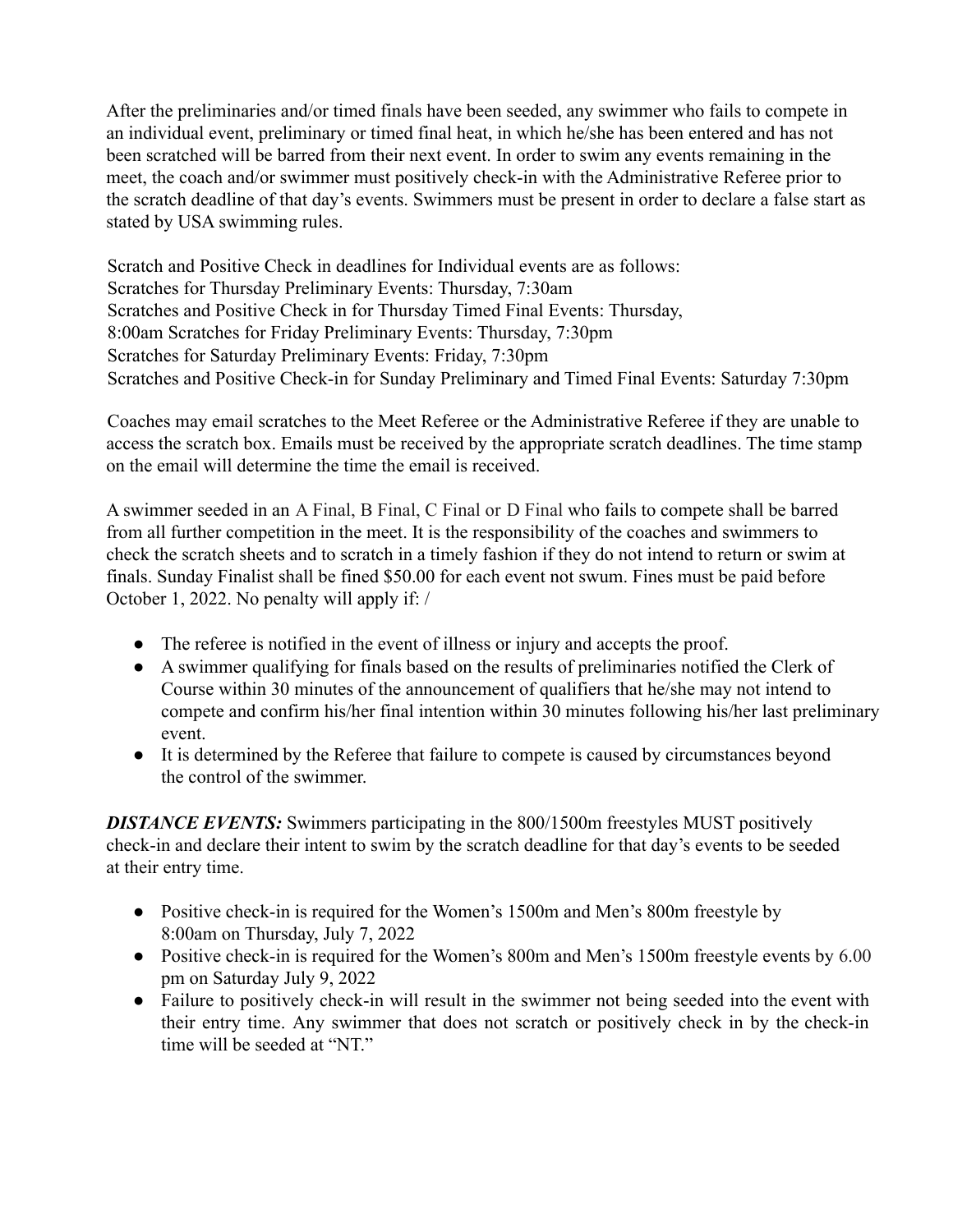After the preliminaries and/or timed finals have been seeded, any swimmer who fails to compete in an individual event, preliminary or timed final heat, in which he/she has been entered and has not been scratched will be barred from their next event. In order to swim any events remaining in the meet, the coach and/or swimmer must positively check-in with the Administrative Referee prior to the scratch deadline of that day's events. Swimmers must be present in order to declare a false start as stated by USA swimming rules.

Scratch and Positive Check in deadlines for Individual events are as follows:
Scratches for Thursday Preliminary Events: Thursday, 7:30am
Scratches and Positive Check in for Thursday Timed Final Events: Thursday,
8:00am Scratches for Friday Preliminary Events: Thursday, 7:30pm
Scratches for Saturday Preliminary Events: Friday, 7:30pm
Scratches and Positive Check-in for Sunday Preliminary and Timed Final Events: Saturday 7:30pm

Coaches may email scratches to the Meet Referee or the Administrative Referee if they are unable to access the scratch box. Emails must be received by the appropriate scratch deadlines. The time stamp on the email will determine the time the email is received.

A swimmer seeded in an A Final, B Final, C Final or D Final who fails to compete shall be barred from all further competition in the meet. It is the responsibility of the coaches and swimmers to check the scratch sheets and to scratch in a timely fashion if they do not intend to return or swim at finals. Sunday Finalist shall be fined $50.00 for each event not swum. Fines must be paid before October 1, 2022. No penalty will apply if: /

- The referee is notified in the event of illness or injury and accepts the proof.
- A swimmer qualifying for finals based on the results of preliminaries notified the Clerk of Course within 30 minutes of the announcement of qualifiers that he/she may not intend to compete and confirm his/her final intention within 30 minutes following his/her last preliminary event.
- It is determined by the Referee that failure to compete is caused by circumstances beyond the control of the swimmer.

***DISTANCE EVENTS:*** Swimmers participating in the 800/1500m freestyles MUST positively check-in and declare their intent to swim by the scratch deadline for that day's events to be seeded at their entry time.

- Positive check-in is required for the Women's 1500m and Men's 800m freestyle by 8:00am on Thursday, July 7, 2022
- Positive check-in is required for the Women's 800m and Men's 1500m freestyle events by 6.00 pm on Saturday July 9, 2022
- Failure to positively check-in will result in the swimmer not being seeded into the event with their entry time. Any swimmer that does not scratch or positively check in by the check-in time will be seeded at "NT."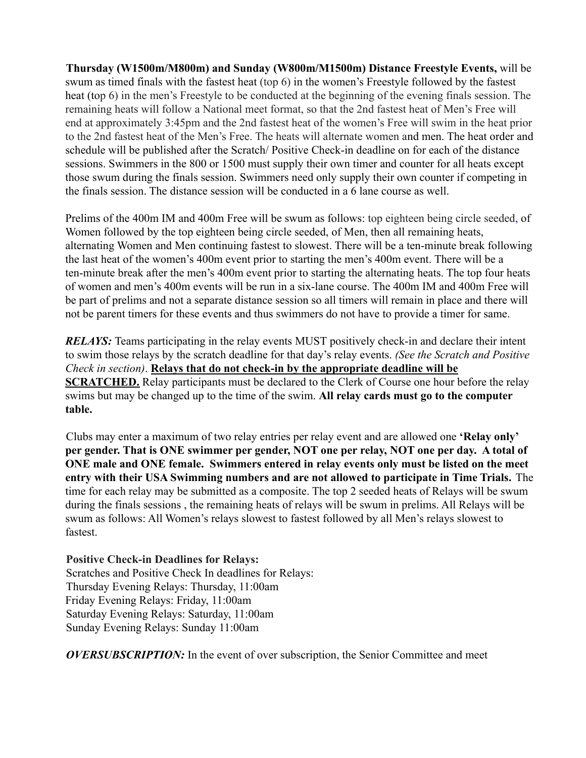**Thursday (W1500m/M800m) and Sunday (W800m/M1500m) Distance Freestyle Events,** will be swum as timed finals with the fastest heat (top 6) in the women's Freestyle followed by the fastest heat (top 6) in the men's Freestyle to be conducted at the beginning of the evening finals session. The remaining heats will follow a National meet format, so that the 2nd fastest heat of Men's Free will end at approximately 3:45pm and the 2nd fastest heat of the women's Free will swim in the heat prior to the 2nd fastest heat of the Men's Free. The heats will alternate women and men. The heat order and schedule will be published after the Scratch/ Positive Check-in deadline on for each of the distance sessions. Swimmers in the 800 or 1500 must supply their own timer and counter for all heats except those swum during the finals session. Swimmers need only supply their own counter if competing in the finals session. The distance session will be conducted in a 6 lane course as well.

Prelims of the 400m IM and 400m Free will be swum as follows: top eighteen being circle seeded, of Women followed by the top eighteen being circle seeded, of Men, then all remaining heats, alternating Women and Men continuing fastest to slowest. There will be a ten-minute break following the last heat of the women's 400m event prior to starting the men's 400m event. There will be a ten-minute break after the men's 400m event prior to starting the alternating heats. The top four heats of women and men's 400m events will be run in a six-lane course. The 400m IM and 400m Free will be part of prelims and not a separate distance session so all timers will remain in place and there will not be parent timers for these events and thus swimmers do not have to provide a timer for same.

***RELAYS:*** Teams participating in the relay events MUST positively check-in and declare their intent to swim those relays by the scratch deadline for that day's relay events. *(See the Scratch and Positive Check in section)*. **Relays that do not check-in by the appropriate deadline will be SCRATCHED.** Relay participants must be declared to the Clerk of Course one hour before the relay swims but may be changed up to the time of the swim. **All relay cards must go to the computer table.**

Clubs may enter a maximum of two relay entries per relay event and are allowed one **'Relay only' per gender. That is ONE swimmer per gender, NOT one per relay, NOT one per day. A total of ONE male and ONE female. Swimmers entered in relay events only must be listed on the meet entry with their USA Swimming numbers and are not allowed to participate in Time Trials.** The time for each relay may be submitted as a composite. The top 2 seeded heats of Relays will be swum during the finals sessions , the remaining heats of relays will be swum in prelims. All Relays will be swum as follows: All Women's relays slowest to fastest followed by all Men's relays slowest to fastest.

**Positive Check-in Deadlines for Relays:**
Scratches and Positive Check In deadlines for Relays:
Thursday Evening Relays: Thursday, 11:00am
Friday Evening Relays: Friday, 11:00am
Saturday Evening Relays: Saturday, 11:00am
Sunday Evening Relays: Sunday 11:00am

***OVERSUBSCRIPTION:*** In the event of over subscription, the Senior Committee and meet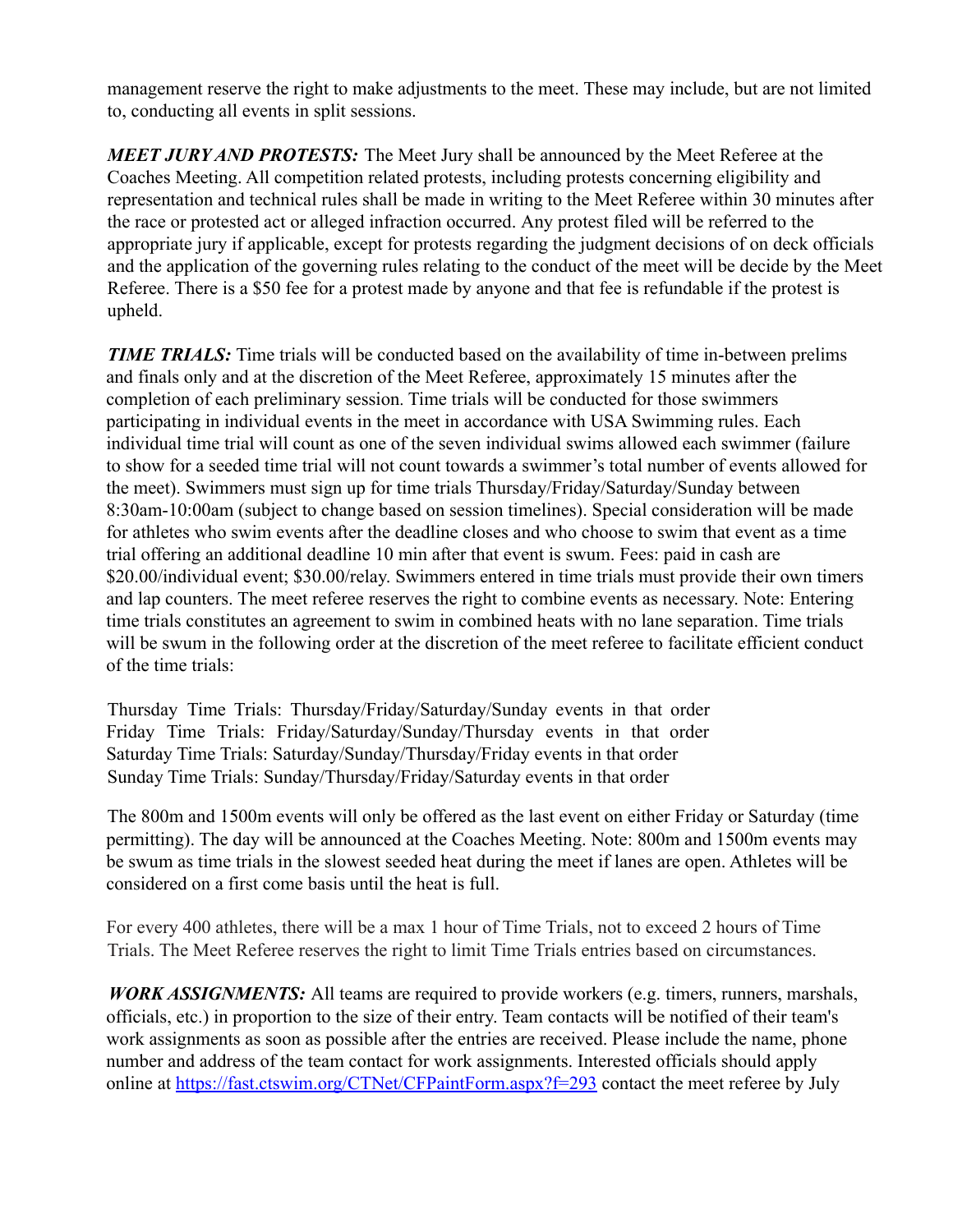management reserve the right to make adjustments to the meet. These may include, but are not limited to, conducting all events in split sessions.

***MEET JURY AND PROTESTS:*** The Meet Jury shall be announced by the Meet Referee at the Coaches Meeting. All competition related protests, including protests concerning eligibility and representation and technical rules shall be made in writing to the Meet Referee within 30 minutes after the race or protested act or alleged infraction occurred. Any protest filed will be referred to the appropriate jury if applicable, except for protests regarding the judgment decisions of on deck officials and the application of the governing rules relating to the conduct of the meet will be decide by the Meet Referee. There is a $50 fee for a protest made by anyone and that fee is refundable if the protest is upheld.

***TIME TRIALS:*** Time trials will be conducted based on the availability of time in-between prelims and finals only and at the discretion of the Meet Referee, approximately 15 minutes after the completion of each preliminary session. Time trials will be conducted for those swimmers participating in individual events in the meet in accordance with USA Swimming rules. Each individual time trial will count as one of the seven individual swims allowed each swimmer (failure to show for a seeded time trial will not count towards a swimmer's total number of events allowed for the meet). Swimmers must sign up for time trials Thursday/Friday/Saturday/Sunday between 8:30am-10:00am (subject to change based on session timelines). Special consideration will be made for athletes who swim events after the deadline closes and who choose to swim that event as a time trial offering an additional deadline 10 min after that event is swum. Fees: paid in cash are $20.00/individual event; $30.00/relay. Swimmers entered in time trials must provide their own timers and lap counters. The meet referee reserves the right to combine events as necessary. Note: Entering time trials constitutes an agreement to swim in combined heats with no lane separation. Time trials will be swum in the following order at the discretion of the meet referee to facilitate efficient conduct of the time trials:

Thursday Time Trials: Thursday/Friday/Saturday/Sunday events in that order
Friday Time Trials: Friday/Saturday/Sunday/Thursday events in that order
Saturday Time Trials: Saturday/Sunday/Thursday/Friday events in that order
Sunday Time Trials: Sunday/Thursday/Friday/Saturday events in that order

The 800m and 1500m events will only be offered as the last event on either Friday or Saturday (time permitting). The day will be announced at the Coaches Meeting. Note: 800m and 1500m events may be swum as time trials in the slowest seeded heat during the meet if lanes are open. Athletes will be considered on a first come basis until the heat is full.

For every 400 athletes, there will be a max 1 hour of Time Trials, not to exceed 2 hours of Time Trials. The Meet Referee reserves the right to limit Time Trials entries based on circumstances.

***WORK ASSIGNMENTS:*** All teams are required to provide workers (e.g. timers, runners, marshals, officials, etc.) in proportion to the size of their entry. Team contacts will be notified of their team's work assignments as soon as possible after the entries are received. Please include the name, phone number and address of the team contact for work assignments. Interested officials should apply online at https://fast.ctswim.org/CTNet/CFPaintForm.aspx?f=293 contact the meet referee by July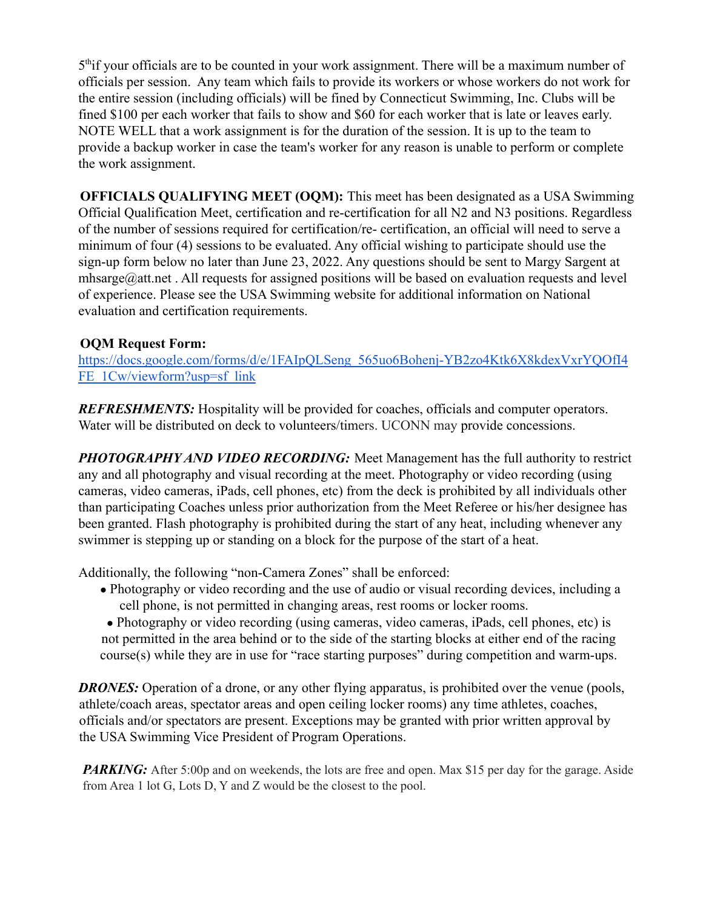5th if your officials are to be counted in your work assignment. There will be a maximum number of officials per session. Any team which fails to provide its workers or whose workers do not work for the entire session (including officials) will be fined by Connecticut Swimming, Inc. Clubs will be fined $100 per each worker that fails to show and $60 for each worker that is late or leaves early. NOTE WELL that a work assignment is for the duration of the session. It is up to the team to provide a backup worker in case the team's worker for any reason is unable to perform or complete the work assignment.

**OFFICIALS QUALIFYING MEET (OQM):** This meet has been designated as a USA Swimming Official Qualification Meet, certification and re-certification for all N2 and N3 positions. Regardless of the number of sessions required for certification/re- certification, an official will need to serve a minimum of four (4) sessions to be evaluated. Any official wishing to participate should use the sign-up form below no later than June 23, 2022. Any questions should be sent to Margy Sargent at mhsarge@att.net . All requests for assigned positions will be based on evaluation requests and level of experience. Please see the USA Swimming website for additional information on National evaluation and certification requirements.

**OQM Request Form:**
https://docs.google.com/forms/d/e/1FAIpQLSeng_565uo6Bohenj-YB2zo4Ktk6X8kdexVxrYQOfI4FE_1Cw/viewform?usp=sf_link

***REFRESHMENTS:*** Hospitality will be provided for coaches, officials and computer operators. Water will be distributed on deck to volunteers/timers. UCONN may provide concessions.

***PHOTOGRAPHY AND VIDEO RECORDING:*** Meet Management has the full authority to restrict any and all photography and visual recording at the meet. Photography or video recording (using cameras, video cameras, iPads, cell phones, etc) from the deck is prohibited by all individuals other than participating Coaches unless prior authorization from the Meet Referee or his/her designee has been granted. Flash photography is prohibited during the start of any heat, including whenever any swimmer is stepping up or standing on a block for the purpose of the start of a heat.

Additionally, the following "non-Camera Zones" shall be enforced:

- Photography or video recording and the use of audio or visual recording devices, including a cell phone, is not permitted in changing areas, rest rooms or locker rooms.
- Photography or video recording (using cameras, video cameras, iPads, cell phones, etc) is not permitted in the area behind or to the side of the starting blocks at either end of the racing course(s) while they are in use for "race starting purposes" during competition and warm-ups.

***DRONES:*** Operation of a drone, or any other flying apparatus, is prohibited over the venue (pools, athlete/coach areas, spectator areas and open ceiling locker rooms) any time athletes, coaches, officials and/or spectators are present. Exceptions may be granted with prior written approval by the USA Swimming Vice President of Program Operations.

***PARKING:*** After 5:00p and on weekends, the lots are free and open. Max $15 per day for the garage. Aside from Area 1 lot G, Lots D, Y and Z would be the closest to the pool.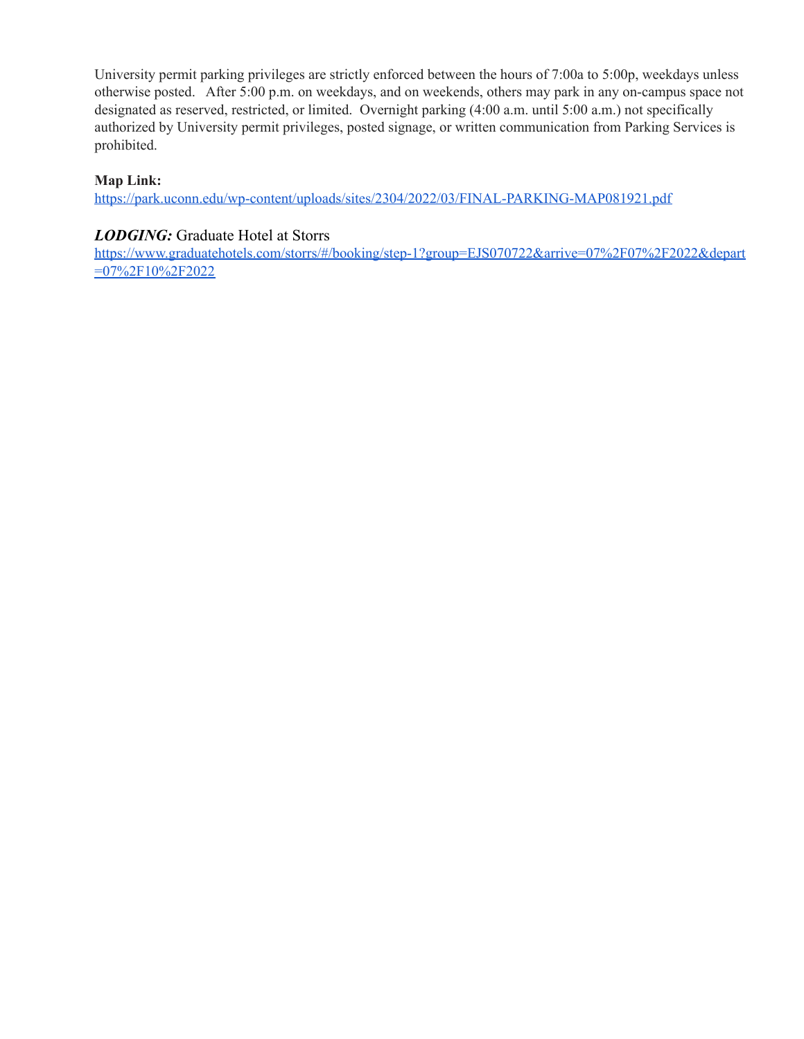University permit parking privileges are strictly enforced between the hours of 7:00a to 5:00p, weekdays unless otherwise posted. After 5:00 p.m. on weekdays, and on weekends, others may park in any on-campus space not designated as reserved, restricted, or limited. Overnight parking (4:00 a.m. until 5:00 a.m.) not specifically authorized by University permit privileges, posted signage, or written communication from Parking Services is prohibited.

**Map Link:**
https://park.uconn.edu/wp-content/uploads/sites/2304/2022/03/FINAL-PARKING-MAP081921.pdf

***LODGING:*** Graduate Hotel at Storrs
https://www.graduatehotels.com/storrs/#/booking/step-1?group=EJS070722&arrive=07%2F07%2F2022&depart=07%2F10%2F2022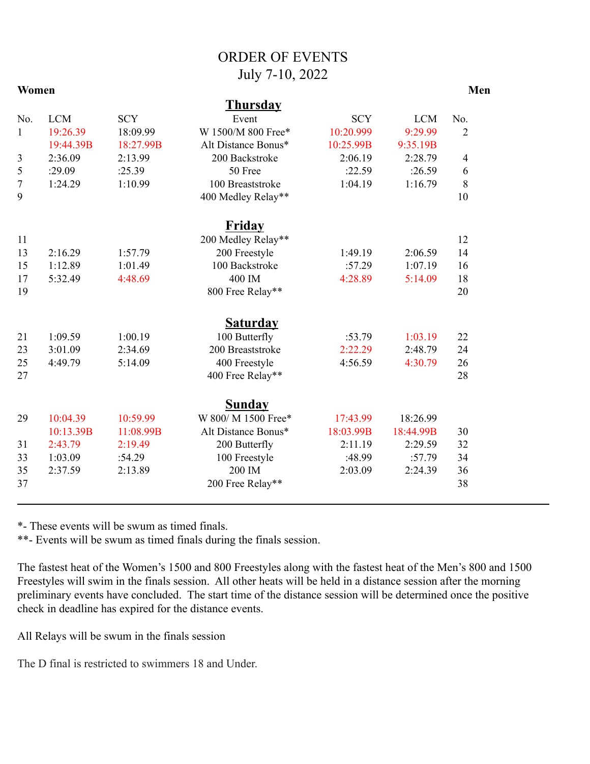# ORDER OF EVENTS
## July 7-10, 2022

| Women | | | | | | Men |
|---|---|---|---|---|---|---|
| | | | **Thursday** | | | |
| No. | LCM | SCY | Event | SCY | LCM | No. |
| 1 | 19:26.39 | 18:09.99 | W 1500/M 800 Free* | 10:20.999 | 9:29.99 | 2 |
| | 19:44.39B | 18:27.99B | Alt Distance Bonus* | 10:25.99B | 9:35.19B | |
| 3 | 2:36.09 | 2:13.99 | 200 Backstroke | 2:06.19 | 2:28.79 | 4 |
| 5 | :29.09 | :25.39 | 50 Free | :22.59 | :26.59 | 6 |
| 7 | 1:24.29 | 1:10.99 | 100 Breaststroke | 1:04.19 | 1:16.79 | 8 |
| 9 | | | 400 Medley Relay** | | | 10 |
| | | | **Friday** | | | |
| 11 | | | 200 Medley Relay** | | | 12 |
| 13 | 2:16.29 | 1:57.79 | 200 Freestyle | 1:49.19 | 2:06.59 | 14 |
| 15 | 1:12.89 | 1:01.49 | 100 Backstroke | :57.29 | 1:07.19 | 16 |
| 17 | 5:32.49 | 4:48.69 | 400 IM | 4:28.89 | 5:14.09 | 18 |
| 19 | | | 800 Free Relay** | | | 20 |
| | | | **Saturday** | | | |
| 21 | 1:09.59 | 1:00.19 | 100 Butterfly | :53.79 | 1:03.19 | 22 |
| 23 | 3:01.09 | 2:34.69 | 200 Breaststroke | 2:22.29 | 2:48.79 | 24 |
| 25 | 4:49.79 | 5:14.09 | 400 Freestyle | 4:56.59 | 4:30.79 | 26 |
| 27 | | | 400 Free Relay** | | | 28 |
| | | | **Sunday** | | | |
| 29 | 10:04.39 | 10:59.99 | W 800/ M 1500 Free* | 17:43.99 | 18:26.99 | |
| | 10:13.39B | 11:08.99B | Alt Distance Bonus* | 18:03.99B | 18:44.99B | 30 |
| 31 | 2:43.79 | 2:19.49 | 200 Butterfly | 2:11.19 | 2:29.59 | 32 |
| 33 | 1:03.09 | :54.29 | 100 Freestyle | :48.99 | :57.79 | 34 |
| 35 | 2:37.59 | 2:13.89 | 200 IM | 2:03.09 | 2:24.39 | 36 |
| 37 | | | 200 Free Relay** | | | 38 |

*- These events will be swum as timed finals.

**- Events will be swum as timed finals during the finals session.

The fastest heat of the Women's 1500 and 800 Freestyles along with the fastest heat of the Men's 800 and 1500 Freestyles will swim in the finals session. All other heats will be held in a distance session after the morning preliminary events have concluded. The start time of the distance session will be determined once the positive check in deadline has expired for the distance events.

All Relays will be swum in the finals session

The D final is restricted to swimmers 18 and Under.